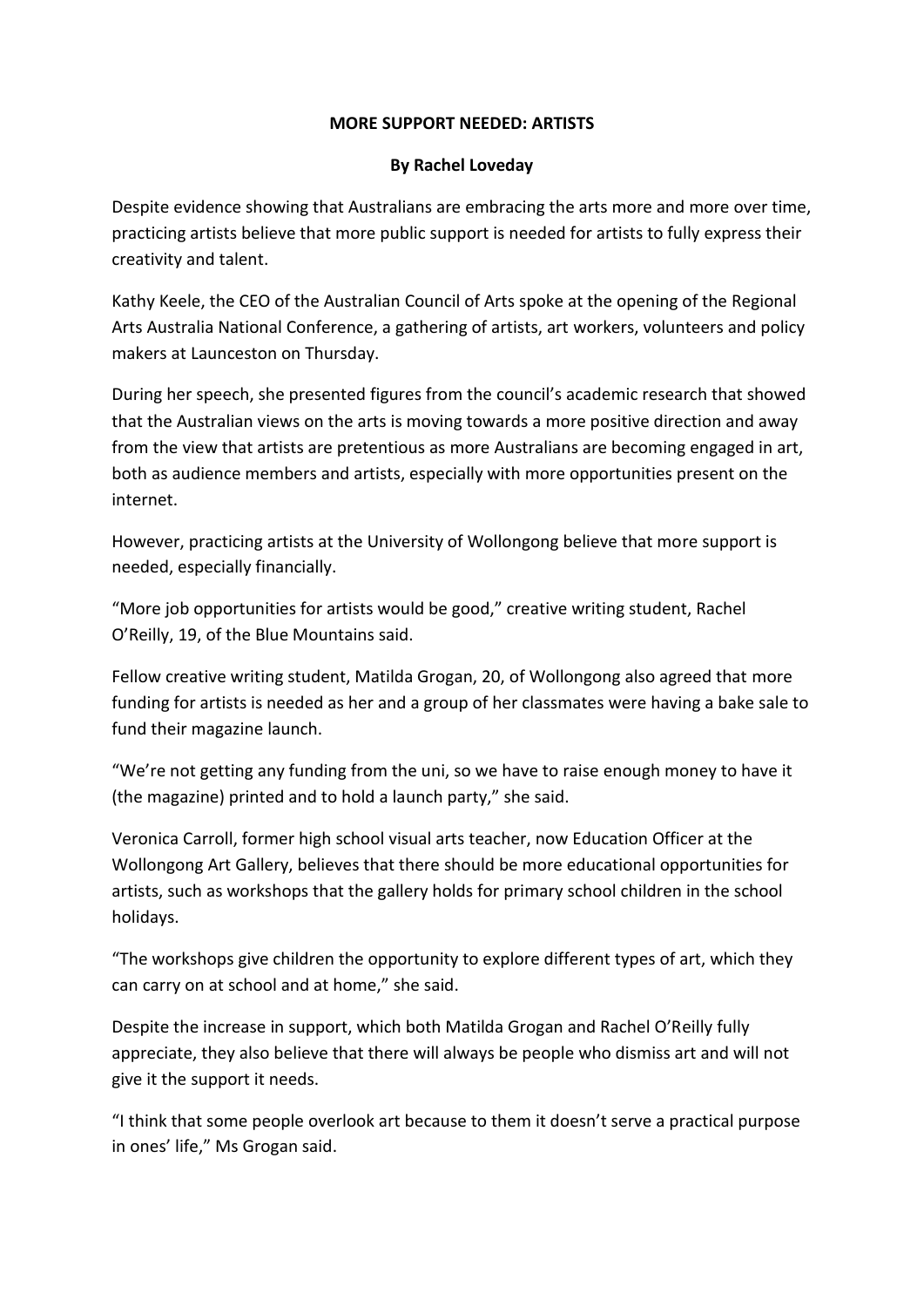# MORE SUPPORT NEEDED: ARTISTS

**By Rachel Loveday**

Despite evidence showing that Australians are embracing the arts more and more over time, practicing artists believe that more public support is needed for artists to fully express their creativity and talent.

Kathy Keele, the CEO of the Australian Council of Arts spoke at the opening of the Regional Arts Australia National Conference, a gathering of artists, art workers, volunteers and policy makers at Launceston on Thursday.

During her speech, she presented figures from the council's academic research that showed that the Australian views on the arts is moving towards a more positive direction and away from the view that artists are pretentious as more Australians are becoming engaged in art, both as audience members and artists, especially with more opportunities present on the internet.

However, practicing artists at the University of Wollongong believe that more support is needed, especially financially.

"More job opportunities for artists would be good," creative writing student, Rachel O'Reilly, 19, of the Blue Mountains said.

Fellow creative writing student, Matilda Grogan, 20, of Wollongong also agreed that more funding for artists is needed as her and a group of her classmates were having a bake sale to fund their magazine launch.

"We're not getting any funding from the uni, so we have to raise enough money to have it (the magazine) printed and to hold a launch party," she said.

Veronica Carroll, former high school visual arts teacher, now Education Officer at the Wollongong Art Gallery, believes that there should be more educational opportunities for artists, such as workshops that the gallery holds for primary school children in the school holidays.

"The workshops give children the opportunity to explore different types of art, which they can carry on at school and at home," she said.

Despite the increase in support, which both Matilda Grogan and Rachel O'Reilly fully appreciate, they also believe that there will always be people who dismiss art and will not give it the support it needs.

"I think that some people overlook art because to them it doesn't serve a practical purpose in ones' life," Ms Grogan said.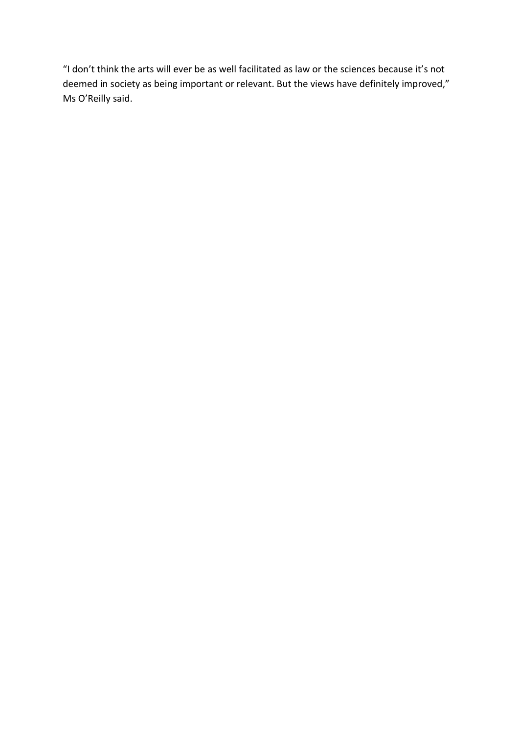“I don’t think the arts will ever be as well facilitated as law or the sciences because it’s not deemed in society as being important or relevant. But the views have definitely improved,” Ms O’Reilly said.